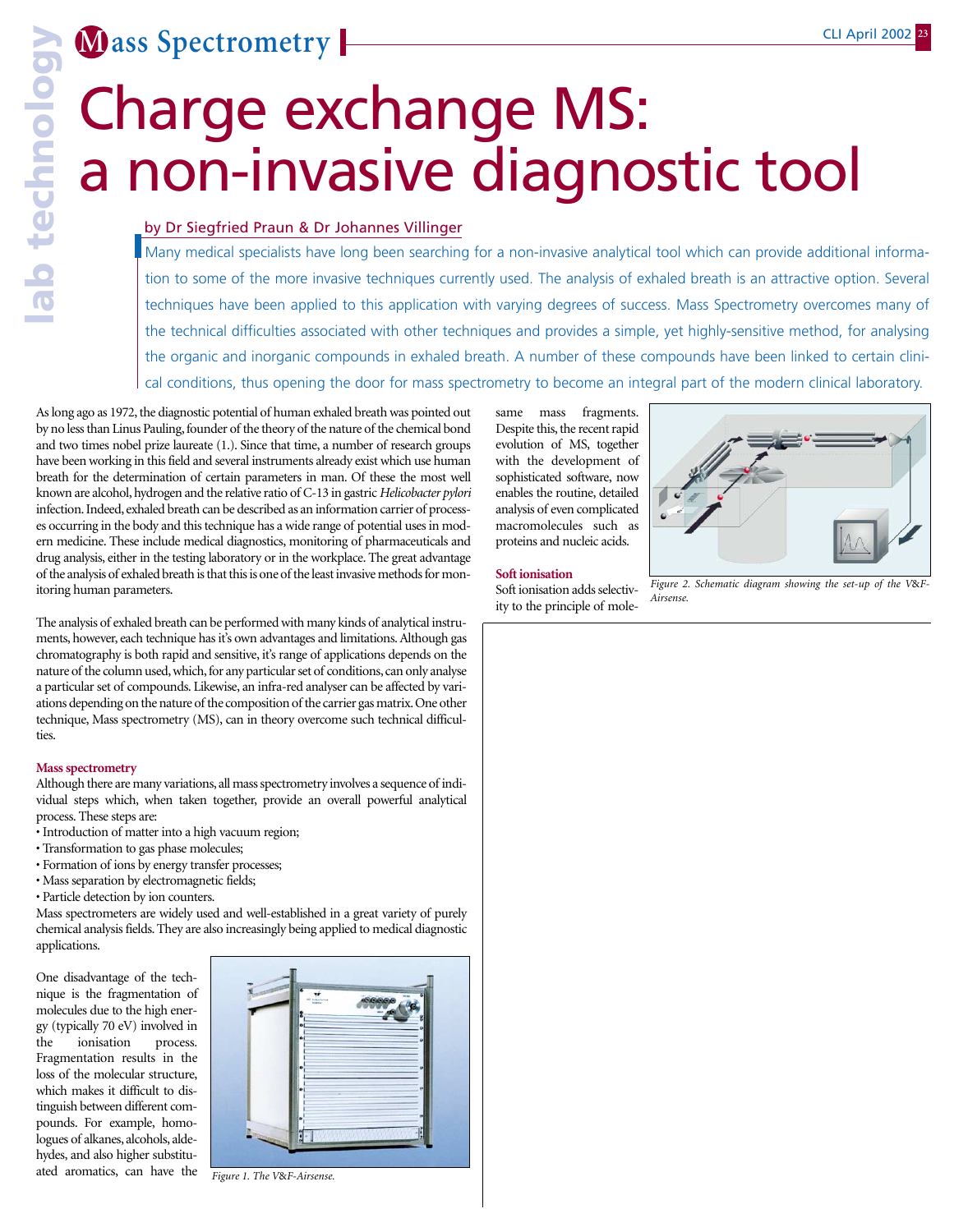# Charge exchange MS: a non-invasive diagnostic tool

by Dr Siegfried Praun & Dr Johannes Villinger

Many medical specialists have long been searching for a non-invasive analytical tool which can provide additional information to some of the more invasive techniques currently used. The analysis of exhaled breath is an attractive option. Several techniques have been applied to this application with varying degrees of success. Mass Spectrometry overcomes many of the technical difficulties associated with other techniques and provides a simple, yet highly-sensitive method, for analysing the organic and inorganic compounds in exhaled breath. A number of these compounds have been linked to certain clinical conditions, thus opening the door for mass spectrometry to become an integral part of the modern clinical laboratory.

As long ago as 1972, the diagnostic potential of human exhaled breath was pointed out by no less than Linus Pauling, founder of the theory of the nature of the chemical bond and two times nobel prize laureate (1.). Since that time, a number of research groups have been working in this field and several instruments already exist which use human breath for the determination of certain parameters in man. Of these the most well known are alcohol, hydrogen and the relative ratio of C-13 in gastric *Helicobacter pylori* infection. Indeed, exhaled breath can be described as an information carrier of processes occurring in the body and this technique has a wide range of potential uses in modern medicine. These include medical diagnostics, monitoring of pharmaceuticals and drug analysis, either in the testing laboratory or in the workplace. The great advantage of the analysis of exhaled breath is that this is one of the least invasive methods for monitoring human parameters.

The analysis of exhaled breath can be performed with many kinds of analytical instruments, however, each technique has it's own advantages and limitations. Although gas chromatography is both rapid and sensitive, it's range of applications depends on the nature of the column used, which, for any particular set of conditions, can only analyse a particular set of compounds. Likewise, an infra-red analyser can be affected by variations depending on the nature of the composition of the carrier gas matrix. One other technique, Mass spectrometry (MS), can in theory overcome such technical difficulties.

### Mass spectrometry

Although there are many variations, all mass spectrometry involves a sequence of individual steps which, when taken together, provide an overall powerful analytical process. These steps are:

- Introduction of matter into a high vacuum region;
- Transformation to gas phase molecules;
- Formation of ions by energy transfer processes;
- Mass separation by electromagnetic fields;
- Particle detection by ion counters.

Mass spectrometers are widely used and well-established in a great variety of purely chemical analysis fields. They are also increasingly being applied to medical diagnostic applications.

One disadvantage of the technique is the fragmentation of molecules due to the high energy (typically 70 eV) involved in the ionisation process. Fragmentation results in the loss of the molecular structure, which makes it difficult to distinguish between different compounds. For example, homologues of alkanes, alcohols, aldehydes, and also higher substituated aromatics, can have the same mass fragments. Despite this, the recent rapid evolution of MS, together with the development of sophisticated software, now enables the routine, detailed analysis of even complicated macromolecules such as proteins and nucleic acids.

*Figure 1. The V&F-Airsense.*

### Soft ionisation

Soft ionisation adds selectivity to the principle of mole-

*Figure 2. Schematic diagram showing the set-up of the V&F-Airsense.*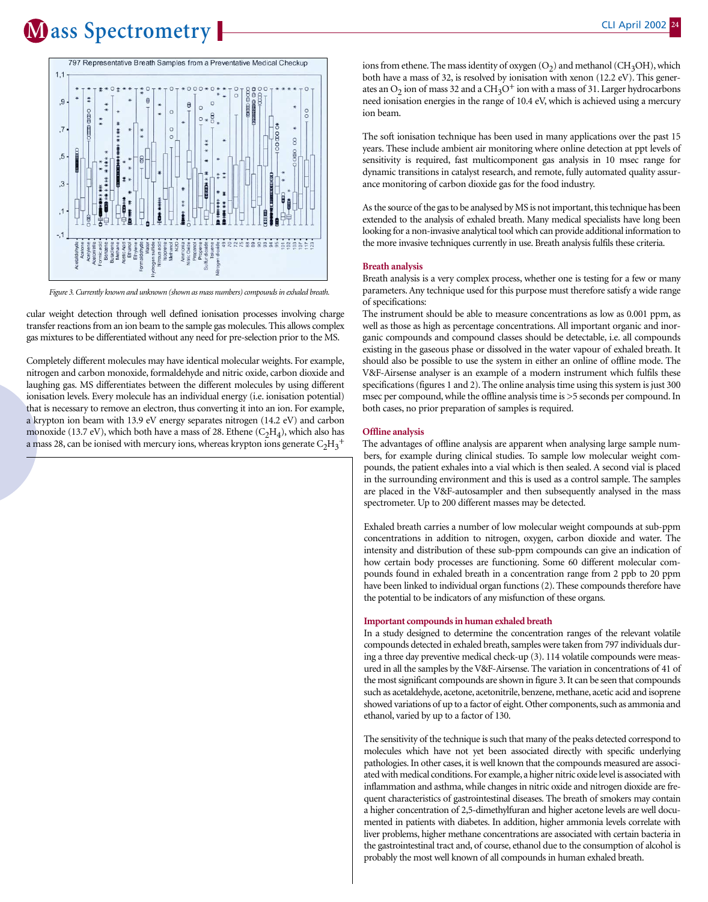Figure 3. Currently known and unknown (shown as mass numbers) compounds in exhaled breath.

cular weight detection through well defined ionisation processes involving charge transfer reactions from an ion beam to the sample gas molecules. This allows complex gas mixtures to be differentiated without any need for pre-selection prior to the MS.

Completely different molecules may have identical molecular weights. For example, nitrogen and carbon monoxide, formaldehyde and nitric oxide, carbon dioxide and laughing gas. MS differentiates between the different molecules by using different ionisation levels. Every molecule has an individual energy (i.e. ionisation potential) that is necessary to remove an electron, thus converting it into an ion. For example, a krypton ion beam with 13.9 eV energy separates nitrogen (14.2 eV) and carbon monoxide (13.7 eV), which both have a mass of 28. Ethene ($C_2H_4$), which also has a mass 28, can be ionised with mercury ions, whereas krypton ions generate $C_2H_3^+$ ions from ethene. The mass identity of oxygen ($O_2$) and methanol ($CH_3OH$), which both have a mass of 32, is resolved by ionisation with xenon (12.2 eV). This generates an $O_2$ ion of mass 32 and a $CH_3O^+$ ion with a mass of 31. Larger hydrocarbons need ionisation energies in the range of 10.4 eV, which is achieved using a mercury ion beam.

The soft ionisation technique has been used in many applications over the past 15 years. These include ambient air monitoring where online detection at ppt levels of sensitivity is required, fast multicomponent gas analysis in 10 msec range for dynamic transitions in catalyst research, and remote, fully automated quality assurance monitoring of carbon dioxide gas for the food industry.

As the source of the gas to be analysed by MS is not important, this technique has been extended to the analysis of exhaled breath. Many medical specialists have long been looking for a non-invasive analytical tool which can provide additional information to the more invasive techniques currently in use. Breath analysis fulfils these criteria.

### Breath analysis

Breath analysis is a very complex process, whether one is testing for a few or many parameters. Any technique used for this purpose must therefore satisfy a wide range of specifications:
The instrument should be able to measure concentrations as low as 0.001 ppm, as well as those as high as percentage concentrations. All important organic and inorganic compounds and compound classes should be detectable, i.e. all compounds existing in the gaseous phase or dissolved in the water vapour of exhaled breath. It should also be possible to use the system in either an online of offline mode. The V&F-Airsense analyser is an example of a modern instrument which fulfils these specifications (figures 1 and 2). The online analysis time using this system is just 300 msec per compound, while the offline analysis time is >5 seconds per compound. In both cases, no prior preparation of samples is required.

### Offline analysis

The advantages of offline analysis are apparent when analysing large sample numbers, for example during clinical studies. To sample low molecular weight compounds, the patient exhales into a vial which is then sealed. A second vial is placed in the surrounding environment and this is used as a control sample. The samples are placed in the V&F-autosampler and then subsequently analysed in the mass spectrometer. Up to 200 different masses may be detected.

Exhaled breath carries a number of low molecular weight compounds at sub-ppm concentrations in addition to nitrogen, oxygen, carbon dioxide and water. The intensity and distribution of these sub-ppm compounds can give an indication of how certain body processes are functioning. Some 60 different molecular compounds found in exhaled breath in a concentration range from 2 ppb to 20 ppm have been linked to individual organ functions (2). These compounds therefore have the potential to be indicators of any misfunction of these organs.

### Important compounds in human exhaled breath

In a study designed to determine the concentration ranges of the relevant volatile compounds detected in exhaled breath, samples were taken from 797 individuals during a three day preventive medical check-up (3). 114 volatile compounds were measured in all the samples by the V&F-Airsense. The variation in concentrations of 41 of the most significant compounds are shown in figure 3. It can be seen that compounds such as acetaldehyde, acetone, acetonitrile, benzene, methane, acetic acid and isoprene showed variations of up to a factor of eight. Other components, such as ammonia and ethanol, varied by up to a factor of 130.

The sensitivity of the technique is such that many of the peaks detected correspond to molecules which have not yet been associated directly with specific underlying pathologies. In other cases, it is well known that the compounds measured are associated with medical conditions. For example, a higher nitric oxide level is associated with inflammation and asthma, while changes in nitric oxide and nitrogen dioxide are frequent characteristics of gastrointestinal diseases. The breath of smokers may contain a higher concentration of 2,5-dimethylfuran and higher acetone levels are well documented in patients with diabetes. In addition, higher ammonia levels correlate with liver problems, higher methane concentrations are associated with certain bacteria in the gastrointestinal tract and, of course, ethanol due to the consumption of alcohol is probably the most well known of all compounds in human exhaled breath.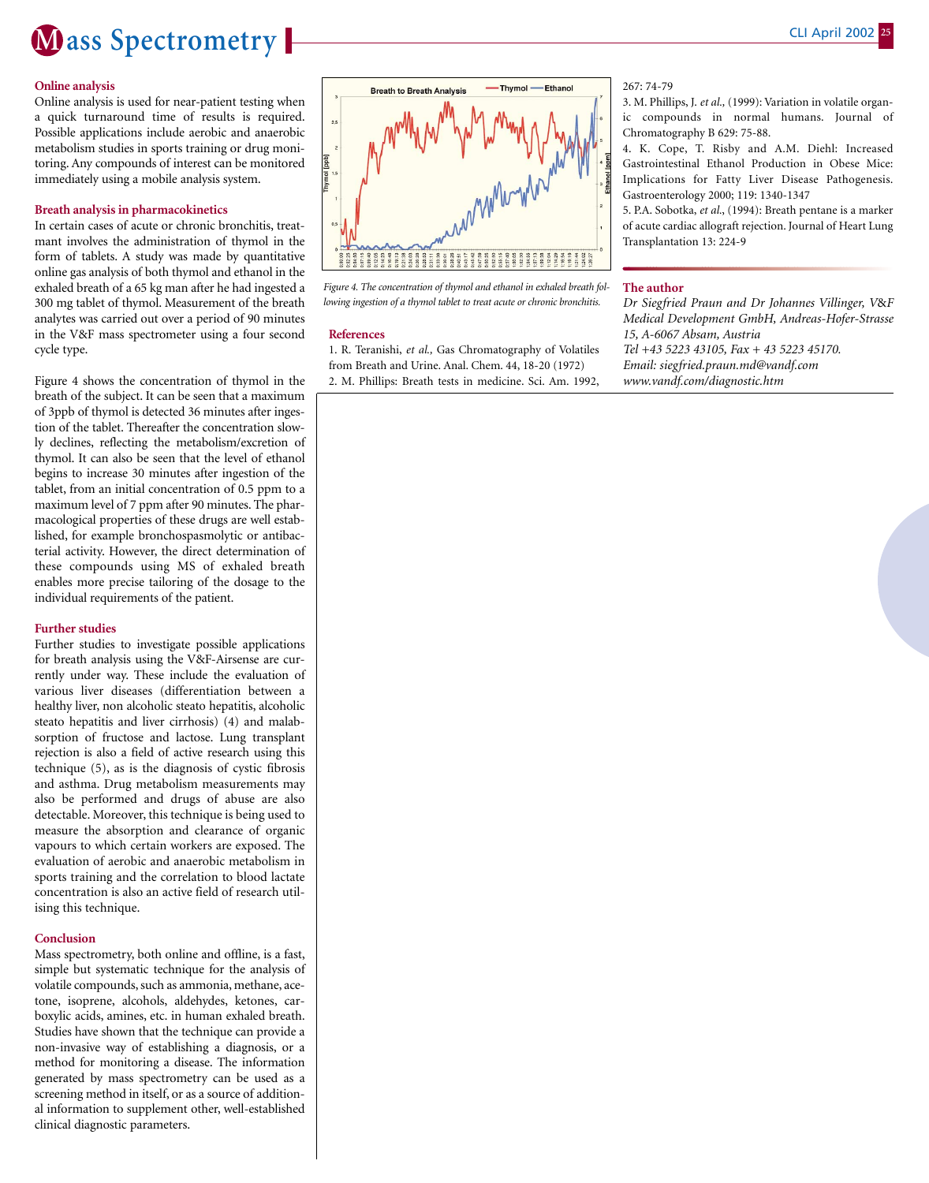## Online analysis

Online analysis is used for near-patient testing when a quick turnaround time of results is required. Possible applications include aerobic and anaerobic metabolism studies in sports training or drug monitoring. Any compounds of interest can be monitored immediately using a mobile analysis system.

## Breath analysis in pharmacokinetics

In certain cases of acute or chronic bronchitis, treatmant involves the administration of thymol in the form of tablets. A study was made by quantitative online gas analysis of both thymol and ethanol in the exhaled breath of a 65 kg man after he had ingested a 300 mg tablet of thymol. Measurement of the breath analytes was carried out over a period of 90 minutes in the V&F mass spectrometer using a four second cycle type.

Figure 4 shows the concentration of thymol in the breath of the subject. It can be seen that a maximum of 3ppb of thymol is detected 36 minutes after ingestion of the tablet. Thereafter the concentration slowly declines, reflecting the metabolism/excretion of thymol. It can also be seen that the level of ethanol begins to increase 30 minutes after ingestion of the tablet, from an initial concentration of 0.5 ppm to a maximum level of 7 ppm after 90 minutes. The pharmacological properties of these drugs are well established, for example bronchospasmolytic or antibacterial activity. However, the direct determination of these compounds using MS of exhaled breath enables more precise tailoring of the dosage to the individual requirements of the patient.

Breath to Breath Analysis

Thymol

Ethanol

Thymol [ppb]

Ethanol [ppm]

*Figure 4. The concentration of thymol and ethanol in exhaled breath following ingestion of a thymol tablet to treat acute or chronic bronchitis.*

## Further studies

Further studies to investigate possible applications for breath analysis using the V&F-Airsense are currently under way. These include the evaluation of various liver diseases (differentiation between a healthy liver, non alcoholic steato hepatitis, alcoholic steato hepatitis and liver cirrhosis) (4) and malabsorption of fructose and lactose. Lung transplant rejection is also a field of active research using this technique (5), as is the diagnosis of cystic fibrosis and asthma. Drug metabolism measurements may also be performed and drugs of abuse are also detectable. Moreover, this technique is being used to measure the absorption and clearance of organic vapours to which certain workers are exposed. The evaluation of aerobic and anaerobic metabolism in sports training and the correlation to blood lactate concentration is also an active field of research utilising this technique.

## Conclusion

Mass spectrometry, both online and offline, is a fast, simple but systematic technique for the analysis of volatile compounds, such as ammonia, methane, acetone, isoprene, alcohols, aldehydes, ketones, carboxylic acids, amines, etc. in human exhaled breath. Studies have shown that the technique can provide a non-invasive way of establishing a diagnosis, or a method for monitoring a disease. The information generated by mass spectrometry can be used as a screening method in itself, or as a source of additional information to supplement other, well-established clinical diagnostic parameters.

## References

1. R. Teranishi, *et al.,* Gas Chromatography of Volatiles from Breath and Urine. Anal. Chem. 44, 18-20 (1972)
2. M. Phillips: Breath tests in medicine. Sci. Am. 1992, 267: 74-79
3. M. Phillips, J. *et al.,* (1999): Variation in volatile organic compounds in normal humans. Journal of Chromatography B 629: 75-88.
4. K. Cope, T. Risby and A.M. Diehl: Increased Gastrointestinal Ethanol Production in Obese Mice: Implications for Fatty Liver Disease Pathogenesis. Gastroenterology 2000; 119: 1340-1347
5. P.A. Sobotka, *et al.,* (1994): Breath pentane is a marker of acute cardiac allograft rejection. Journal of Heart Lung Transplantation 13: 224-9

## The author

*Dr Siegfried Praun and Dr Johannes Villinger, V&F Medical Development GmbH, Andreas-Hofer-Strasse 15, A-6067 Absam, Austria*
*Tel +43 5223 43105, Fax + 43 5223 45170.*
*Email: siegfried.praun.md@vandf.com*
*www.vandf.com/diagnostic.htm*